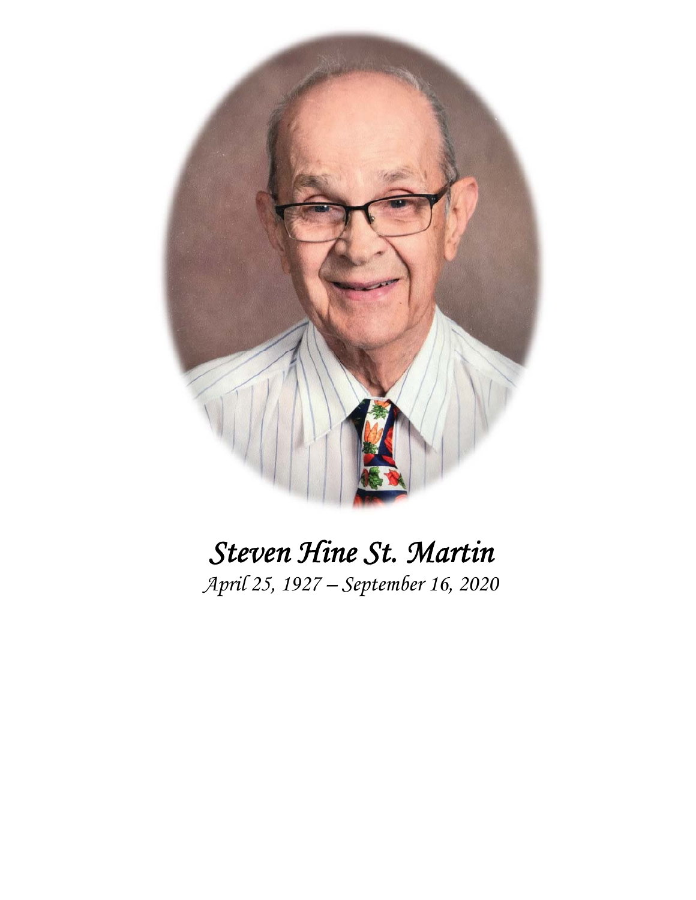*Steven Hine St. Martin*

*April 25, 1927 – September 16, 2020*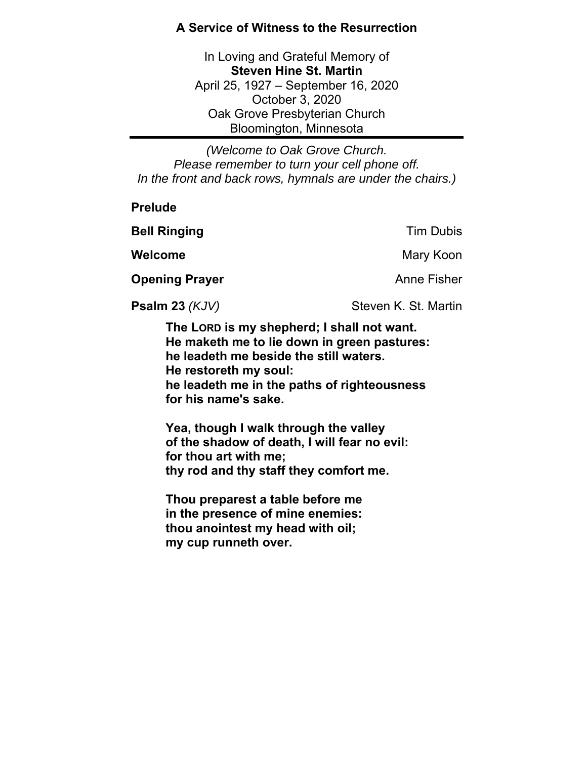**A Service of Witness to the Resurrection**

In Loving and Grateful Memory of
**Steven Hine St. Martin**
April 25, 1927 – September 16, 2020
October 3, 2020
Oak Grove Presbyterian Church
Bloomington, Minnesota

---

*(Welcome to Oak Grove Church.*
*Please remember to turn your cell phone off.*
*In the front and back rows, hymnals are under the chairs.)*

**Prelude**

**Bell Ringing** — Tim Dubis

**Welcome** — Mary Koon

**Opening Prayer** — Anne Fisher

**Psalm 23** *(KJV)* — Steven K. St. Martin

**The LORD is my shepherd; I shall not want.**
**He maketh me to lie down in green pastures:**
**he leadeth me beside the still waters.**
**He restoreth my soul:**
**he leadeth me in the paths of righteousness**
**for his name's sake.**

**Yea, though I walk through the valley**
**of the shadow of death, I will fear no evil:**
**for thou art with me;**
**thy rod and thy staff they comfort me.**

**Thou preparest a table before me**
**in the presence of mine enemies:**
**thou anointest my head with oil;**
**my cup runneth over.**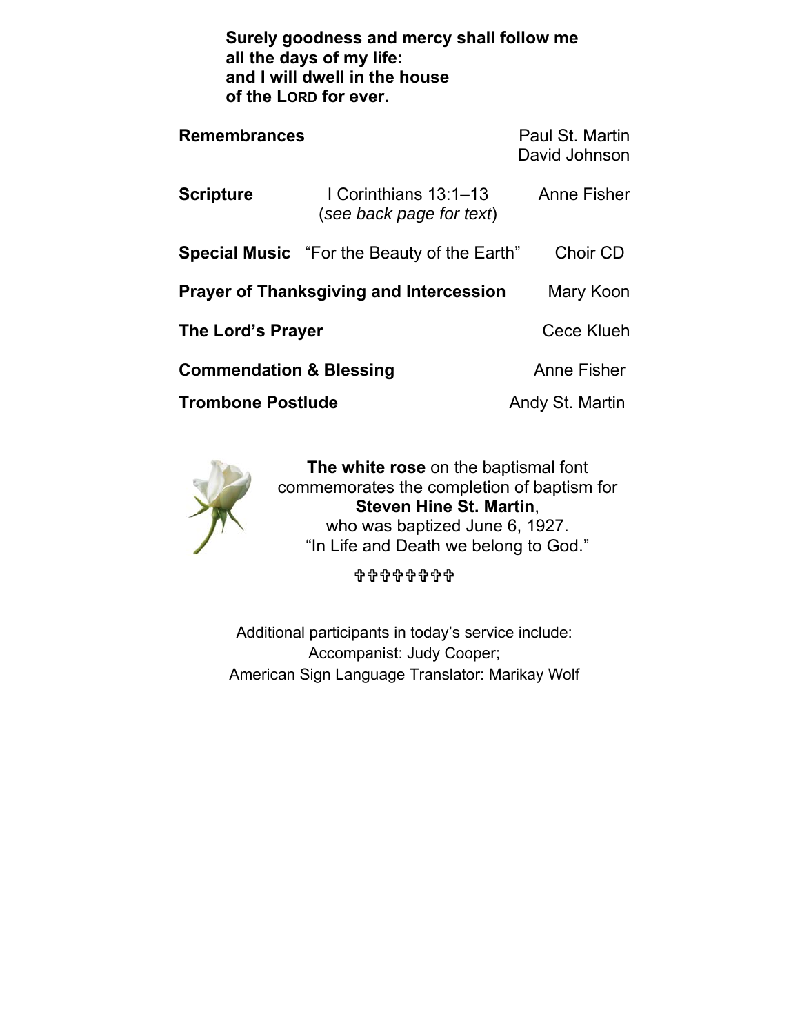**Surely goodness and mercy shall follow me**
**all the days of my life:**
**and I will dwell in the house**
**of the LORD for ever.**

**Remembrances** Paul St. Martin
David Johnson

**Scripture** I Corinthians 13:1–13 (*see back page for text*) Anne Fisher

**Special Music** "For the Beauty of the Earth" Choir CD

**Prayer of Thanksgiving and Intercession** Mary Koon

**The Lord's Prayer** Cece Klueh

**Commendation & Blessing** Anne Fisher

**Trombone Postlude** Andy St. Martin

**The white rose** on the baptismal font commemorates the completion of baptism for **Steven Hine St. Martin**, who was baptized June 6, 1927.
"In Life and Death we belong to God."

✞✞✞✞✞✞✞

Additional participants in today's service include:
Accompanist: Judy Cooper;
American Sign Language Translator: Marikay Wolf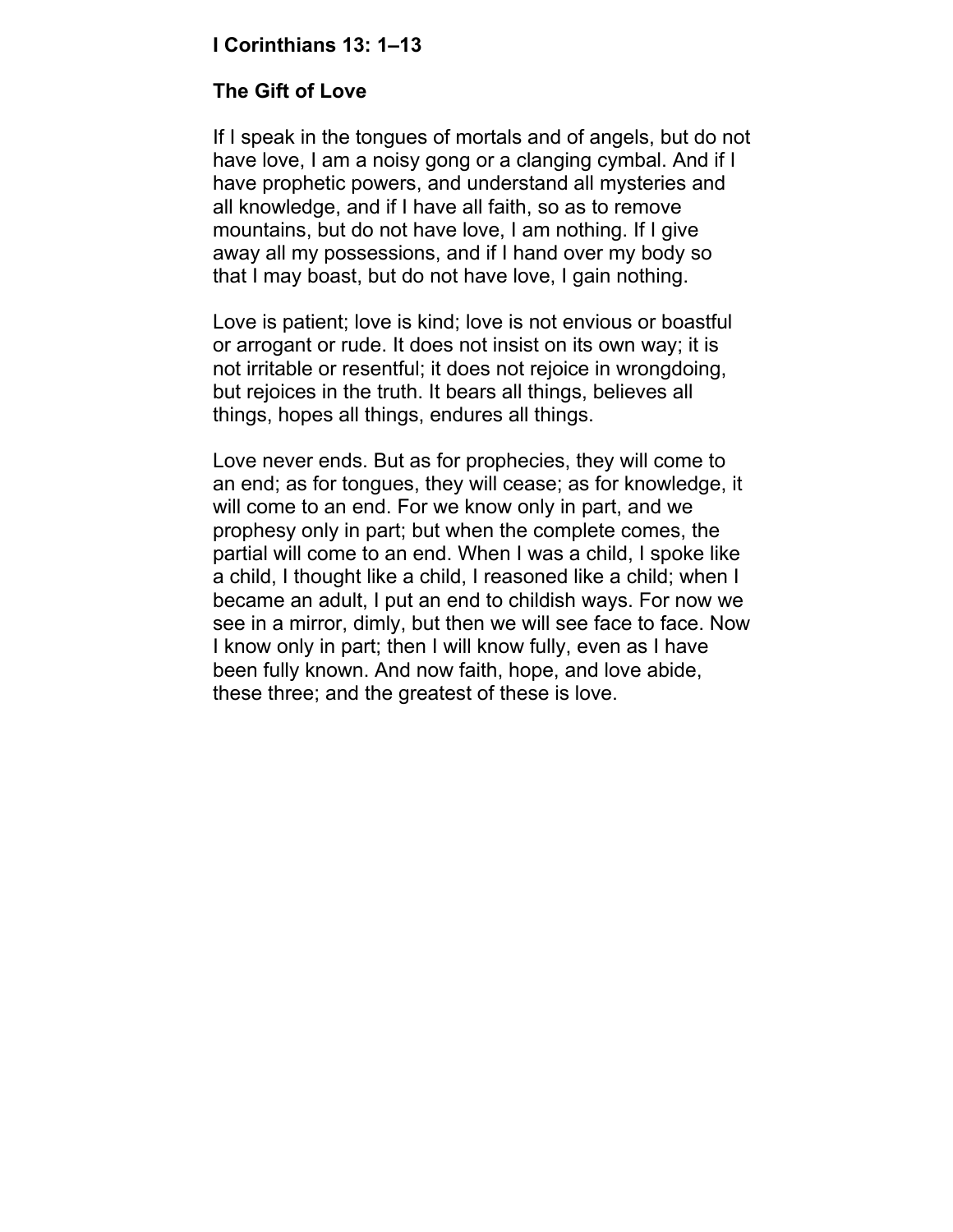**I Corinthians 13: 1–13**

**The Gift of Love**

If I speak in the tongues of mortals and of angels, but do not have love, I am a noisy gong or a clanging cymbal. And if I have prophetic powers, and understand all mysteries and all knowledge, and if I have all faith, so as to remove mountains, but do not have love, I am nothing. If I give away all my possessions, and if I hand over my body so that I may boast, but do not have love, I gain nothing.

Love is patient; love is kind; love is not envious or boastful or arrogant or rude. It does not insist on its own way; it is not irritable or resentful; it does not rejoice in wrongdoing, but rejoices in the truth. It bears all things, believes all things, hopes all things, endures all things.

Love never ends. But as for prophecies, they will come to an end; as for tongues, they will cease; as for knowledge, it will come to an end. For we know only in part, and we prophesy only in part; but when the complete comes, the partial will come to an end. When I was a child, I spoke like a child, I thought like a child, I reasoned like a child; when I became an adult, I put an end to childish ways. For now we see in a mirror, dimly, but then we will see face to face. Now I know only in part; then I will know fully, even as I have been fully known. And now faith, hope, and love abide, these three; and the greatest of these is love.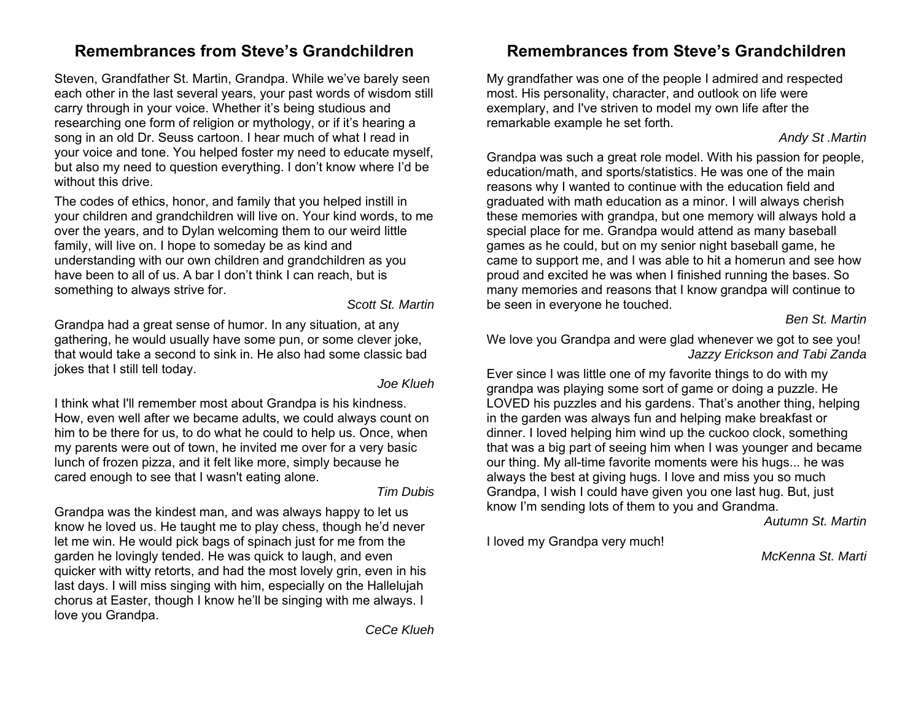## Remembrances from Steve's Grandchildren

Steven, Grandfather St. Martin, Grandpa. While we've barely seen each other in the last several years, your past words of wisdom still carry through in your voice. Whether it's being studious and researching one form of religion or mythology, or if it's hearing a song in an old Dr. Seuss cartoon. I hear much of what I read in your voice and tone. You helped foster my need to educate myself, but also my need to question everything. I don't know where I'd be without this drive.

The codes of ethics, honor, and family that you helped instill in your children and grandchildren will live on. Your kind words, to me over the years, and to Dylan welcoming them to our weird little family, will live on. I hope to someday be as kind and understanding with our own children and grandchildren as you have been to all of us. A bar I don't think I can reach, but is something to always strive for.

*Scott St. Martin*

Grandpa had a great sense of humor. In any situation, at any gathering, he would usually have some pun, or some clever joke, that would take a second to sink in. He also had some classic bad jokes that I still tell today.

*Joe Klueh*

I think what I'll remember most about Grandpa is his kindness. How, even well after we became adults, we could always count on him to be there for us, to do what he could to help us. Once, when my parents were out of town, he invited me over for a very basic lunch of frozen pizza, and it felt like more, simply because he cared enough to see that I wasn't eating alone.

*Tim Dubis*

Grandpa was the kindest man, and was always happy to let us know he loved us. He taught me to play chess, though he'd never let me win. He would pick bags of spinach just for me from the garden he lovingly tended. He was quick to laugh, and even quicker with witty retorts, and had the most lovely grin, even in his last days. I will miss singing with him, especially on the Hallelujah chorus at Easter, though I know he'll be singing with me always. I love you Grandpa.

*CeCe Klueh*

My grandfather was one of the people I admired and respected most. His personality, character, and outlook on life were exemplary, and I've striven to model my own life after the remarkable example he set forth.

*Andy St .Martin*

Grandpa was such a great role model. With his passion for people, education/math, and sports/statistics. He was one of the main reasons why I wanted to continue with the education field and graduated with math education as a minor. I will always cherish these memories with grandpa, but one memory will always hold a special place for me. Grandpa would attend as many baseball games as he could, but on my senior night baseball game, he came to support me, and I was able to hit a homerun and see how proud and excited he was when I finished running the bases. So many memories and reasons that I know grandpa will continue to be seen in everyone he touched.

*Ben St. Martin*

We love you Grandpa and were glad whenever we got to see you!

*Jazzy Erickson and Tabi Zanda*

Ever since I was little one of my favorite things to do with my grandpa was playing some sort of game or doing a puzzle. He LOVED his puzzles and his gardens. That's another thing, helping in the garden was always fun and helping make breakfast or dinner. I loved helping him wind up the cuckoo clock, something that was a big part of seeing him when I was younger and became our thing. My all-time favorite moments were his hugs... he was always the best at giving hugs. I love and miss you so much Grandpa, I wish I could have given you one last hug. But, just know I'm sending lots of them to you and Grandma.

*Autumn St. Martin*

I loved my Grandpa very much!

*McKenna St. Marti*